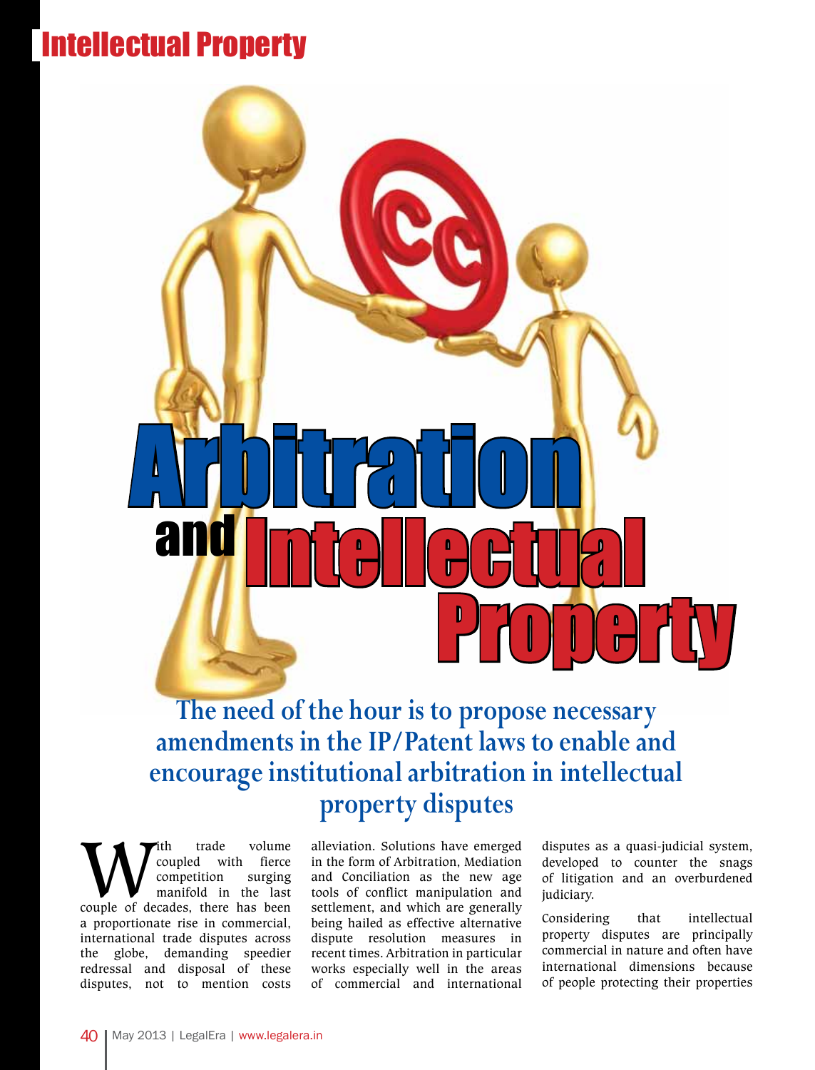# Arbitration and Intellectual Property

**The need of the hour is to propose necessary amendments in the IP/Patent laws to enable and encourage institutional arbitration in intellectual property disputes**

With trade volume coupled with fierce competition surging manifold in the last couple of decades, there has been a proportionate rise in commercial, international trade disputes across the globe, demanding speedier redressal and disposal of these disputes, not to mention costs alleviation. Solutions have emerged in the form of Arbitration, Mediation and Conciliation as the new age tools of conflict manipulation and settlement, and which are generally being hailed as effective alternative dispute resolution measures in recent times. Arbitration in particular works especially well in the areas of commercial and international disputes as a quasi-judicial system, developed to counter the snags of litigation and an overburdened judiciary.

Considering that intellectual property disputes are principally commercial in nature and often have international dimensions because of people protecting their properties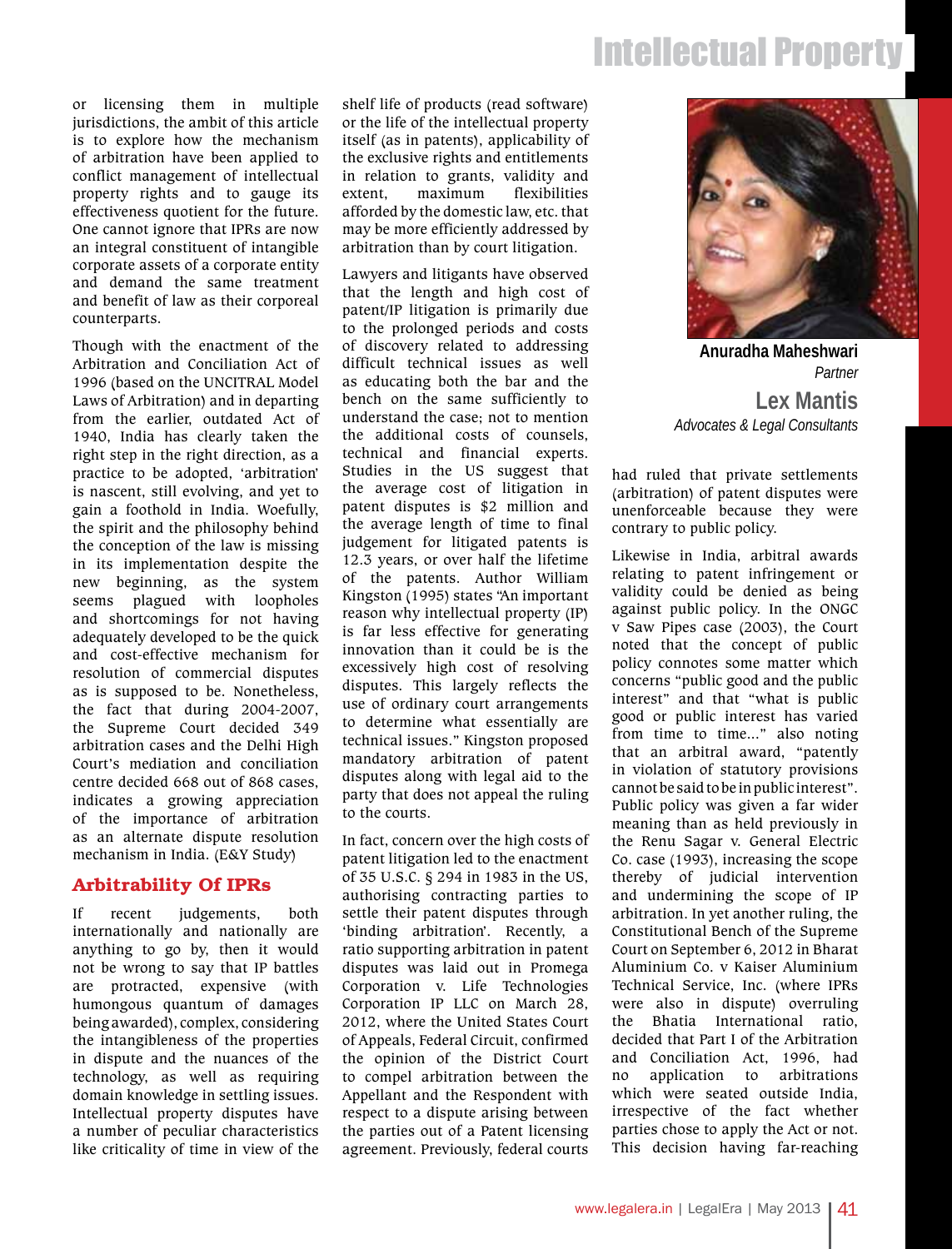or licensing them in multiple jurisdictions, the aim of this article is to explore how the mechanism of arbitration have been applied to conflict management of intellectual property rights and to gauge its effectiveness quotient for the future. One cannot ignore that IPRs are now an integral constituent of intangible corporate assets of a corporate entity and demand the same treatment and benefit of law as their corporeal counterparts.

Though with the enactment of the Arbitration and Conciliation Act of 1996 (based on the UNCITRAL Model Laws of Arbitration) and in departing from the earlier, outdated Act of 1940, India has clearly taken the right step in the right direction, as a practice to be adopted, 'arbitration' is nascent, still evolving, and yet to gain a foothold in India. Woefully, the spirit and the philosophy behind the conception of the law is missing in its implementation despite the new beginning, as the system seems plagued with loopholes and shortcomings for not having adequately developed to be the quick and cost-effective mechanism for resolution of commercial disputes as is supposed to be. Nonetheless, the fact that during 2004-2007, the Supreme Court decided 349 arbitration cases and the Delhi High Court's mediation and conciliation centre decided 668 out of 868 cases, indicates a growing appreciation of the importance of arbitration as an alternate dispute resolution mechanism in India. (E&Y Study)

## Arbitrability Of IPRs

If recent judgements, both internationally and nationally are anything to go by, then it would not be wrong to say that IP battles are protracted, expensive (with humongous quantum of damages being awarded), complex, considering the intangibleness of the properties in dispute and the nuances of the technology, as well as requiring domain knowledge in settling issues. Intellectual property disputes have a number of peculiar characteristics like criticality of time in view of the shelf life of products (read software) or the life of the intellectual property itself (as in patents), applicability of the exclusive rights and entitlements in relation to grants, validity and extent, maximum flexibilities afforded by the domestic law, etc. that may be more efficiently addressed by arbitration than by court litigation.

Lawyers and litigants have observed that the length and high cost of patent/IP litigation is primarily due to the prolonged periods and costs of discovery related to addressing difficult technical issues as well as educating both the bar and the bench on the same sufficiently to understand the case; not to mention the additional costs of counsels, technical and financial experts. Studies in the US suggest that the average cost of litigation in patent disputes is $2 million and the average length of time to final judgement for litigated patents is 12.3 years, or over half the lifetime of the patents. Author William Kingston (1995) states "An important reason why intellectual property (IP) is far less effective for generating innovation than it could be is the excessively high cost of resolving disputes. This largely reflects the use of ordinary court arrangements to determine what essentially are technical issues." Kingston proposed mandatory arbitration of patent disputes along with legal aid to the party that does not appeal the ruling to the courts.

In fact, concern over the high costs of patent litigation led to the enactment of 35 U.S.C. § 294 in 1983 in the US, authorising contracting parties to settle their patent disputes through 'binding arbitration'. Recently, a ratio supporting arbitration in patent disputes was laid out in Promega Corporation v. Life Technologies Corporation IP LLC on March 28, 2012, where the United States Court of Appeals, Federal Circuit, confirmed the opinion of the District Court to compel arbitration between the Appellant and the Respondent with respect to a dispute arising between the parties out of a Patent licensing agreement. Previously, federal courts had ruled that private settlements (arbitration) of patent disputes were unenforceable because they were contrary to public policy.

**Anuradha Maheshwari**
*Partner*
**Lex Mantis**
*Advocates & Legal Consultants*

Likewise in India, arbitral awards relating to patent infringement or validity could be denied as being against public policy. In the ONGC v Saw Pipes case (2003), the Court noted that the concept of public policy connotes some matter which concerns "public good and the public interest" and that "what is public good or public interest has varied from time to time..." also noting that an arbitral award, "patently in violation of statutory provisions cannot be said to be in public interest". Public policy was given a far wider meaning than as held previously in the Renu Sagar v. General Electric Co. case (1993), increasing the scope thereby of judicial intervention and undermining the scope of IP arbitration. In yet another ruling, the Constitutional Bench of the Supreme Court on September 6, 2012 in Bharat Aluminium Co. v Kaiser Aluminium Technical Service, Inc. (where IPRs were also in dispute) overruling the Bhatia International ratio, decided that Part I of the Arbitration and Conciliation Act, 1996, had no application to arbitrations which were seated outside India, irrespective of the fact whether parties chose to apply the Act or not. This decision having far-reaching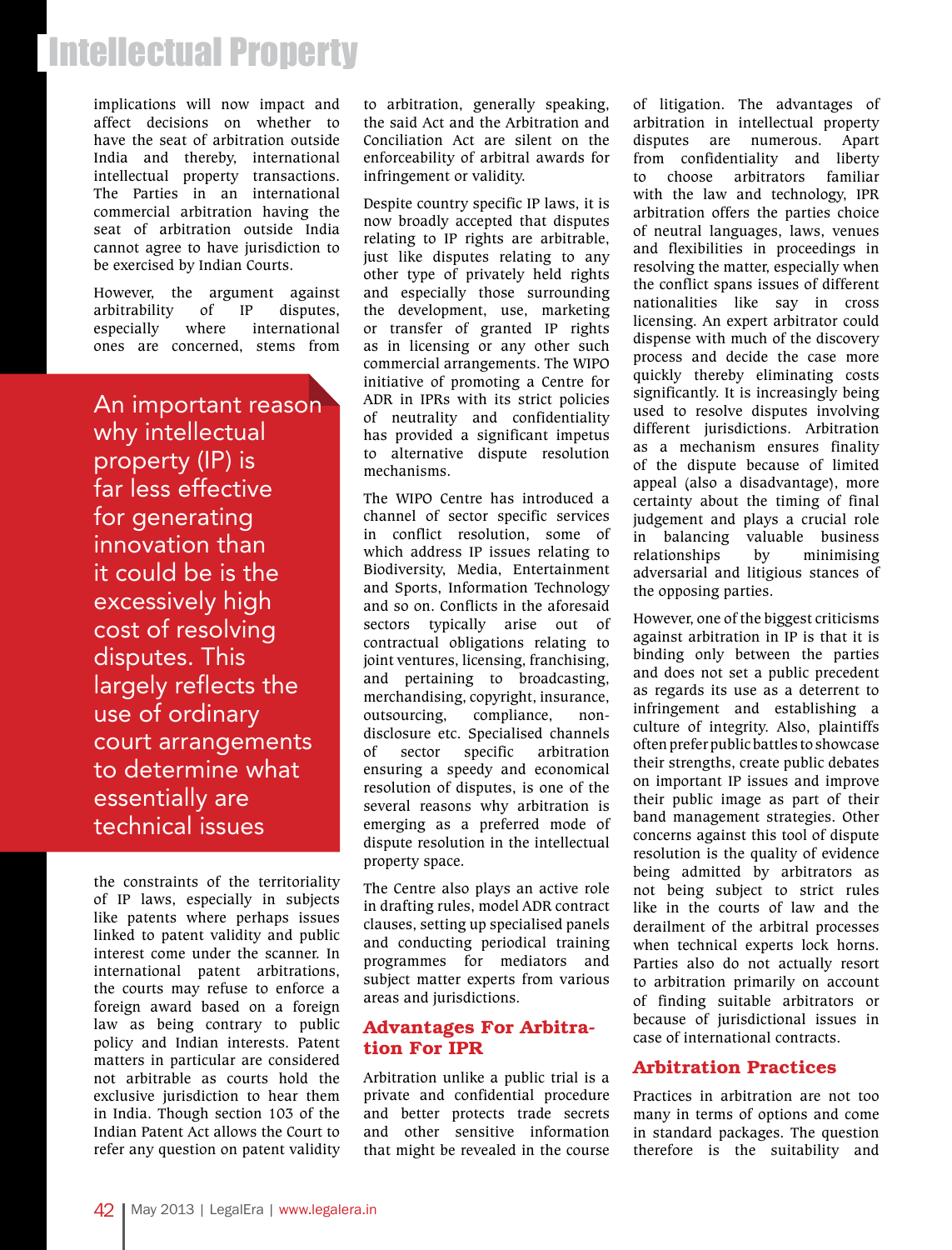implications will now impact and affect decisions on whether to have the seat of arbitration outside India and thereby, international intellectual property transactions. The Parties in an international commercial arbitration having the seat of arbitration outside India cannot agree to have jurisdiction to be exercised by Indian Courts.

However, the argument against arbitrability of IP disputes, especially where international ones are concerned, stems from the constraints of the territoriality of IP laws, especially in subjects like patents where perhaps issues linked to patent validity and public interest come under the scanner. In international patent arbitrations, the courts may refuse to enforce a foreign award based on a foreign law as being contrary to public policy and Indian interests. Patent matters in particular are considered not arbitrable as courts hold the exclusive jurisdiction to hear them in India. Though section 103 of the Indian Patent Act allows the Court to refer any question on patent validity to arbitration, generally speaking, the said Act and the Arbitration and Conciliation Act are silent on the enforceability of arbitral awards for infringement or validity.

> An important reason why intellectual property (IP) is far less effective for generating innovation than it could be is the excessively high cost of resolving disputes. This largely reflects the use of ordinary court arrangements to determine what essentially are technical issues

Despite country specific IP laws, it is now broadly accepted that disputes relating to IP rights are arbitrable, just like disputes relating to any other type of privately held rights and especially those surrounding the development, use, marketing or transfer of granted IP rights as in licensing or any other such commercial arrangements. The WIPO initiative of promoting a Centre for ADR in IPRs with its strict policies of neutrality and confidentiality has provided a significant impetus to alternative dispute resolution mechanisms.

The WIPO Centre has introduced a channel of sector specific services in conflict resolution, some of which address IP issues relating to Biodiversity, Media, Entertainment and Sports, Information Technology and so on. Conflicts in the aforesaid sectors typically arise out of contractual obligations relating to joint ventures, licensing, franchising, and pertaining to broadcasting, merchandising, copyright, insurance, outsourcing, compliance, non-disclosure etc. Specialised channels of sector specific arbitration ensuring a speedy and economical resolution of disputes, is one of the several reasons why arbitration is emerging as a preferred mode of dispute resolution in the intellectual property space.

The Centre also plays an active role in drafting rules, model ADR contract clauses, setting up specialised panels and conducting periodical training programmes for mediators and subject matter experts from various areas and jurisdictions.

## Advantages For Arbitration For IPR

Arbitration unlike a public trial is a private and confidential procedure and better protects trade secrets and other sensitive information that might be revealed in the course of litigation. The advantages of arbitration in intellectual property disputes are numerous. Apart from confidentiality and liberty to choose arbitrators familiar with the law and technology, IPR arbitration offers the parties choice of neutral languages, laws, venues and flexibilities in proceedings in resolving the matter, especially when the conflict spans issues of different nationalities like say in cross licensing. An expert arbitrator could dispense with much of the discovery process and decide the case more quickly thereby eliminating costs significantly. It is increasingly being used to resolve disputes involving different jurisdictions. Arbitration as a mechanism ensures finality of the dispute because of limited appeal (also a disadvantage), more certainty about the timing of final judgement and plays a crucial role in balancing valuable business relationships by minimising adversarial and litigious stances of the opposing parties.

However, one of the biggest criticisms against arbitration in IP is that it is binding only between the parties and does not set a public precedent as regards its use as a deterrent to infringement and establishing a culture of integrity. Also, plaintiffs often prefer public battles to showcase their strengths, create public debates on important IP issues and improve their public image as part of their band management strategies. Other concerns against this tool of dispute resolution is the quality of evidence being admitted by arbitrators as not being subject to strict rules like in the courts of law and the derailment of the arbitral processes when technical experts lock horns. Parties also do not actually resort to arbitration primarily on account of finding suitable arbitrators or because of jurisdictional issues in case of international contracts.

## Arbitration Practices

Practices in arbitration are not too many in terms of options and come in standard packages. The question therefore is the suitability and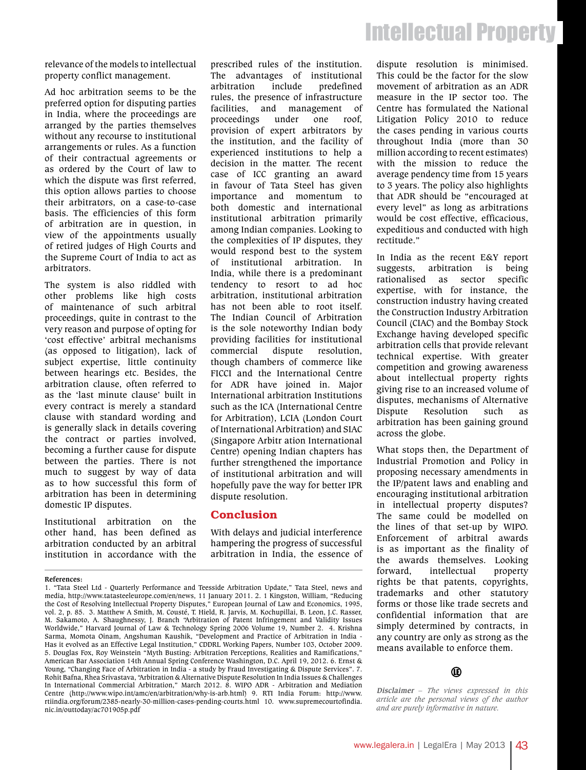relevance of the models to intellectual property conflict management.

Ad hoc arbitration seems to be the preferred option for disputing parties in India, where the proceedings are arranged by the parties themselves without any recourse to institutional arrangements or rules. As a function of their contractual agreements or as ordered by the Court of law to which the dispute was first referred, this option allows parties to choose their arbitrators, on a case-to-case basis. The efficiencies of this form of arbitration are in question, in view of the appointments usually of retired judges of High Courts and the Supreme Court of India to act as arbitrators.

The system is also riddled with other problems like high costs of maintenance of such arbitral proceedings, quite in contrast to the very reason and purpose of opting for 'cost effective' arbitral mechanisms (as opposed to litigation), lack of subject expertise, little continuity between hearings etc. Besides, the arbitration clause, often referred to as the 'last minute clause' built in every contract is merely a standard clause with standard wording and is generally slack in details covering the contract or parties involved, becoming a further cause for dispute between the parties. There is not much to suggest by way of data as to how successful this form of arbitration has been in determining domestic IP disputes.

Institutional arbitration on the other hand, has been defined as arbitration conducted by an arbitral institution in accordance with the prescribed rules of the institution. The advantages of institutional arbitration include predefined rules, the presence of infrastructure facilities, and management of proceedings under one roof, provision of expert arbitrators by the institution, and the facility of experienced institutions to help a decision in the matter. The recent case of ICC granting an award in favour of Tata Steel has given importance and momentum to both domestic and international institutional arbitration primarily among Indian companies. Looking to the complexities of IP disputes, they would respond best to the system of institutional arbitration. In India, while there is a predominant tendency to resort to ad hoc arbitration, institutional arbitration has not been able to root itself. The Indian Council of Arbitration is the sole noteworthy Indian body providing facilities for institutional commercial dispute resolution, though chambers of commerce like FICCI and the International Centre for ADR have joined in. Major International arbitration Institutions such as the ICA (International Centre for Arbitration), LCIA (London Court of International Arbitration) and SIAC (Singapore Arbitr ation International Centre) opening Indian chapters has further strengthened the importance of institutional arbitration and will hopefully pave the way for better IPR dispute resolution.

## Conclusion

With delays and judicial interference hampering the progress of successful arbitration in India, the essence of dispute resolution is minimised. This could be the factor for the slow movement of arbitration as an ADR measure in the IP sector too. The Centre has formulated the National Litigation Policy 2010 to reduce the cases pending in various courts throughout India (more than 30 million according to recent estimates) with the mission to reduce the average pendency time from 15 years to 3 years. The policy also highlights that ADR should be "encouraged at every level" as long as arbitrations would be cost effective, efficacious, expeditious and conducted with high rectitude."

In India as the recent E&Y report suggests, arbitration is being rationalised as sector specific expertise, with for instance, the construction industry having created the Construction Industry Arbitration Council (CIAC) and the Bombay Stock Exchange having developed specific arbitration cells that provide relevant technical expertise. With greater competition and growing awareness about intellectual property rights giving rise to an increased volume of disputes, mechanisms of Alternative Dispute Resolution such as arbitration has been gaining ground across the globe.

What stops then, the Department of Industrial Promotion and Policy in proposing necessary amendments in the IP/patent laws and enabling and encouraging institutional arbitration in intellectual property disputes? The same could be modelled on the lines of that set-up by WIPO. Enforcement of arbitral awards is as important as the finality of the awards themselves. Looking forward, intellectual property rights be that patents, copyrights, trademarks and other statutory forms or those like trade secrets and confidential information that are simply determined by contracts, in any country are only as strong as the means available to enforce them.

*Disclaimer – The views expressed in this article are the personal views of the author and are purely informative in nature.*

**References:**

1. "Tata Steel Ltd - Quarterly Performance and Teesside Arbitration Update," Tata Steel, news and media, http://www.tatasteeleurope.com/en/news, 11 January 2011. 2. 1 Kingston, William, "Reducing the Cost of Resolving Intellectual Property Disputes," European Journal of Law and Economics, 1995, vol. 2, p. 85. 3. Matthew A Smith, M. Cousté, T. Hield, R. Jarvis, M. Kochupillai, B. Leon, J.C. Rasser, M. Sakamoto, A. Shaughnessy, J. Branch "Arbitration of Patent Infringement and Validity Issues Worldwide," Harvard Journal of Law & Technology Spring 2006 Volume 19, Number 2. 4. Krishna Sarma, Momota Oinam, Angshuman Kaushik, "Development and Practice of Arbitration in India - Has it evolved as an Effective Legal Institution," CDDRL Working Papers, Number 103, October 2009. 5. Douglas Fox, Roy Weinstein "Myth Busting: Arbitration Perceptions, Realities and Ramifications," American Bar Association 14th Annual Spring Conference Washington, D.C. April 19, 2012. 6. Ernst & Young, "Changing Face of Arbitration in India - a study by Fraud Investigating & Dispute Services". 7. Rohit Bafna, Rhea Srivastava, "Arbitration & Alternative Dispute Resolution In India Issues & Challenges In International Commercial Arbitration," March 2012. 8. WIPO ADR - Arbitration and Mediation Centre (http://www.wipo.int/amc/en/arbitration/why-is-arb.html) 9. RTI India Forum: http://www.rtiindia.org/forum/2385-nearly-30-million-cases-pending-courts.html 10. www.supremecourtofindia.nic.in/outtoday/ac701905p.pdf